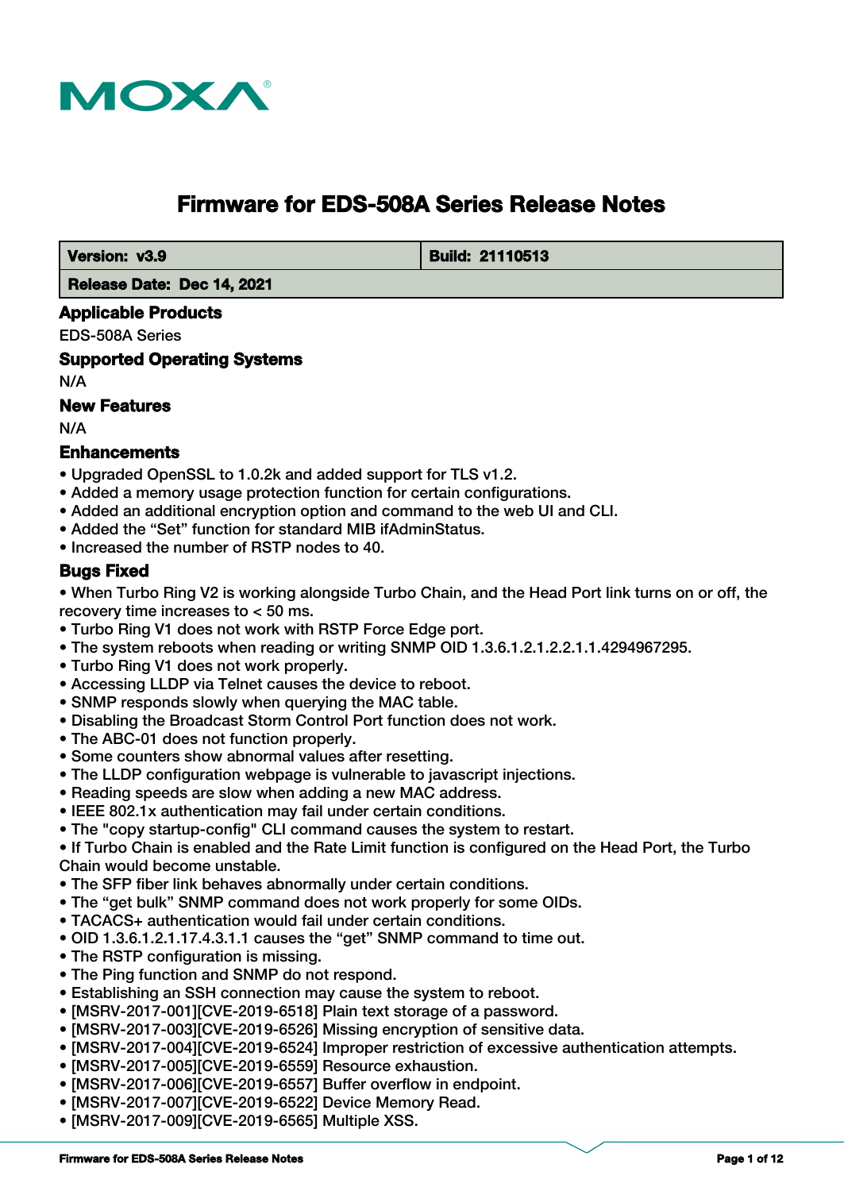# Firmware for EDS-508A Series Release Notes

| Version: v3.9 | Build: 21110513 |
| --- | --- |
| Release Date: Dec 14, 2021 | |

## Applicable Products

EDS-508A Series

## Supported Operating Systems

N/A

## New Features

N/A

## Enhancements

- Upgraded OpenSSL to 1.0.2k and added support for TLS v1.2.
- Added a memory usage protection function for certain configurations.
- Added an additional encryption option and command to the web UI and CLI.
- Added the “Set” function for standard MIB ifAdminStatus.
- Increased the number of RSTP nodes to 40.

## Bugs Fixed

- When Turbo Ring V2 is working alongside Turbo Chain, and the Head Port link turns on or off, the recovery time increases to < 50 ms.
- Turbo Ring V1 does not work with RSTP Force Edge port.
- The system reboots when reading or writing SNMP OID 1.3.6.1.2.1.2.2.1.1.4294967295.
- Turbo Ring V1 does not work properly.
- Accessing LLDP via Telnet causes the device to reboot.
- SNMP responds slowly when querying the MAC table.
- Disabling the Broadcast Storm Control Port function does not work.
- The ABC-01 does not function properly.
- Some counters show abnormal values after resetting.
- The LLDP configuration webpage is vulnerable to javascript injections.
- Reading speeds are slow when adding a new MAC address.
- IEEE 802.1x authentication may fail under certain conditions.
- The "copy startup-config" CLI command causes the system to restart.
- If Turbo Chain is enabled and the Rate Limit function is configured on the Head Port, the Turbo Chain would become unstable.
- The SFP fiber link behaves abnormally under certain conditions.
- The “get bulk” SNMP command does not work properly for some OIDs.
- TACACS+ authentication would fail under certain conditions.
- OID 1.3.6.1.2.1.17.4.3.1.1 causes the “get” SNMP command to time out.
- The RSTP configuration is missing.
- The Ping function and SNMP do not respond.
- Establishing an SSH connection may cause the system to reboot.
- [MSRV-2017-001][CVE-2019-6518] Plain text storage of a password.
- [MSRV-2017-003][CVE-2019-6526] Missing encryption of sensitive data.
- [MSRV-2017-004][CVE-2019-6524] Improper restriction of excessive authentication attempts.
- [MSRV-2017-005][CVE-2019-6559] Resource exhaustion.
- [MSRV-2017-006][CVE-2019-6557] Buffer overflow in endpoint.
- [MSRV-2017-007][CVE-2019-6522] Device Memory Read.
- [MSRV-2017-009][CVE-2019-6565] Multiple XSS.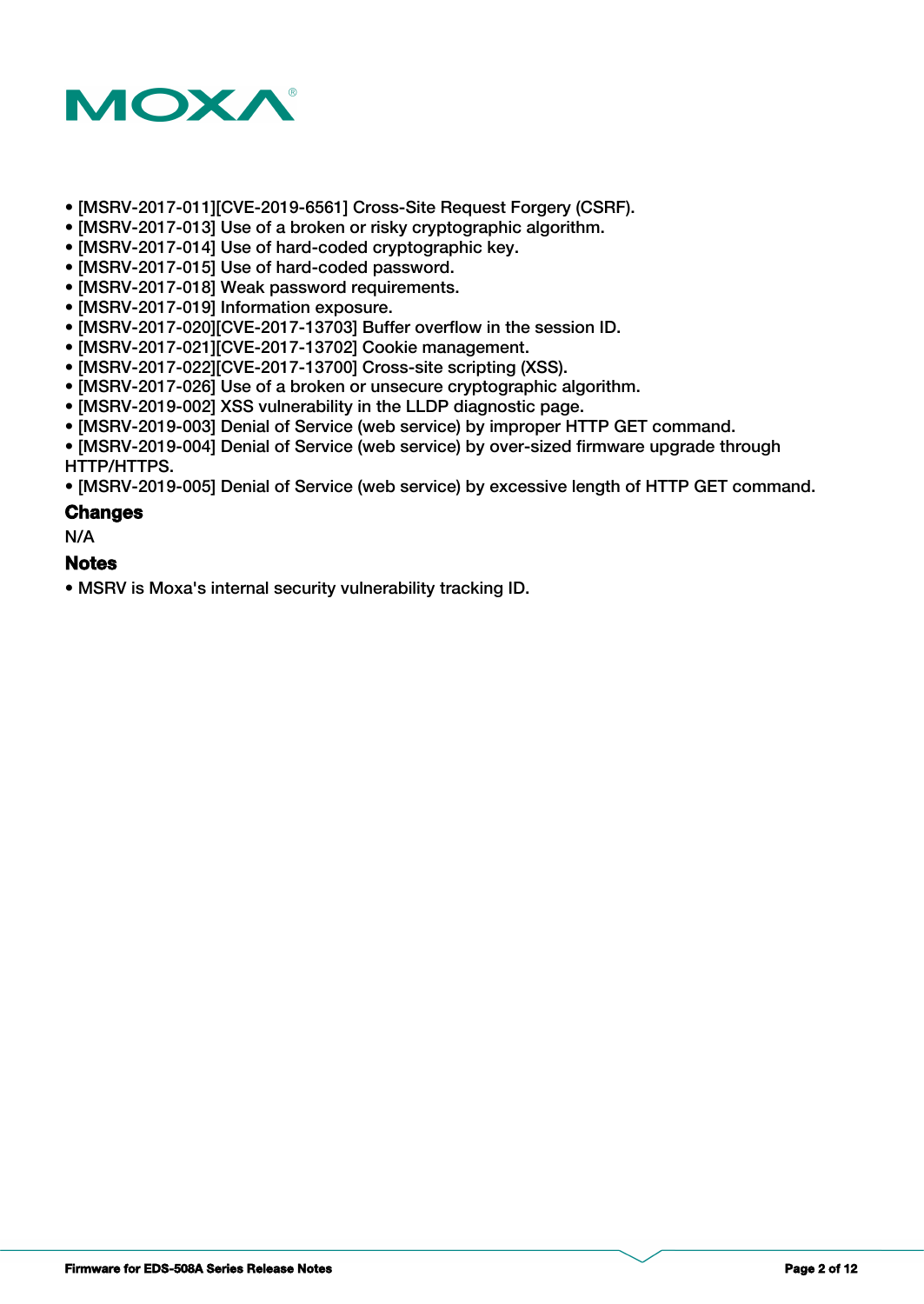- [MSRV-2017-011][CVE-2019-6561] Cross-Site Request Forgery (CSRF).
- [MSRV-2017-013] Use of a broken or risky cryptographic algorithm.
- [MSRV-2017-014] Use of hard-coded cryptographic key.
- [MSRV-2017-015] Use of hard-coded password.
- [MSRV-2017-018] Weak password requirements.
- [MSRV-2017-019] Information exposure.
- [MSRV-2017-020][CVE-2017-13703] Buffer overflow in the session ID.
- [MSRV-2017-021][CVE-2017-13702] Cookie management.
- [MSRV-2017-022][CVE-2017-13700] Cross-site scripting (XSS).
- [MSRV-2017-026] Use of a broken or unsecure cryptographic algorithm.
- [MSRV-2019-002] XSS vulnerability in the LLDP diagnostic page.
- [MSRV-2019-003] Denial of Service (web service) by improper HTTP GET command.
- [MSRV-2019-004] Denial of Service (web service) by over-sized firmware upgrade through HTTP/HTTPS.
- [MSRV-2019-005] Denial of Service (web service) by excessive length of HTTP GET command.

### Changes

N/A

### Notes

- MSRV is Moxa's internal security vulnerability tracking ID.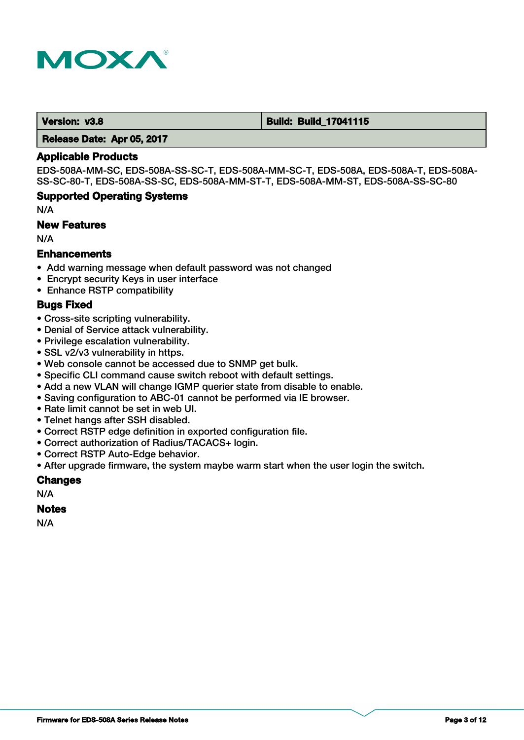| Version: v3.8 | Build: Build_17041115 |
| --- | --- |
| Release Date: Apr 05, 2017 | |

## Applicable Products

EDS-508A-MM-SC, EDS-508A-SS-SC-T, EDS-508A-MM-SC-T, EDS-508A, EDS-508A-T, EDS-508A-SS-SC-80-T, EDS-508A-SS-SC, EDS-508A-MM-ST-T, EDS-508A-MM-ST, EDS-508A-SS-SC-80

## Supported Operating Systems

N/A

## New Features

N/A

## Enhancements

- Add warning message when default password was not changed
- Encrypt security Keys in user interface
- Enhance RSTP compatibility

## Bugs Fixed

- Cross-site scripting vulnerability.
- Denial of Service attack vulnerability.
- Privilege escalation vulnerability.
- SSL v2/v3 vulnerability in https.
- Web console cannot be accessed due to SNMP get bulk.
- Specific CLI command cause switch reboot with default settings.
- Add a new VLAN will change IGMP querier state from disable to enable.
- Saving configuration to ABC-01 cannot be performed via IE browser.
- Rate limit cannot be set in web UI.
- Telnet hangs after SSH disabled.
- Correct RSTP edge definition in exported configuration file.
- Correct authorization of Radius/TACACS+ login.
- Correct RSTP Auto-Edge behavior.
- After upgrade firmware, the system maybe warm start when the user login the switch.

## Changes

N/A

## Notes

N/A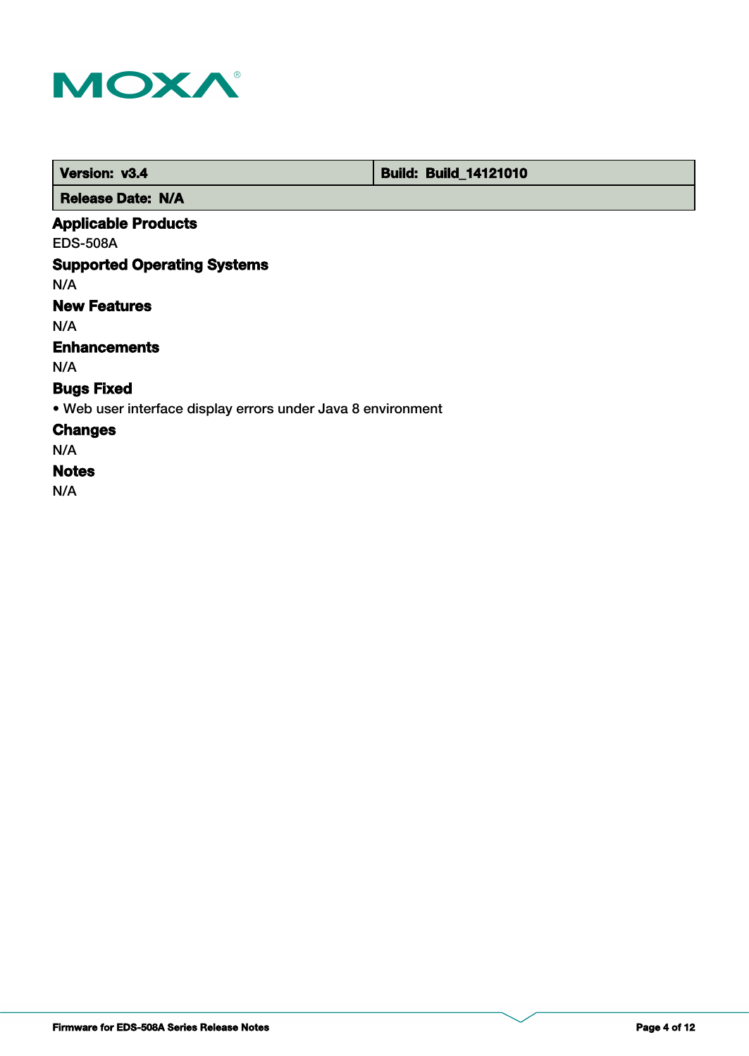| Version: v3.4 | Build: Build_14121010 |
| --- | --- |
| Release Date: N/A | |

### Applicable Products

EDS-508A

### Supported Operating Systems

N/A

### New Features

N/A

### Enhancements

N/A

### Bugs Fixed

- Web user interface display errors under Java 8 environment

### Changes

N/A

### Notes

N/A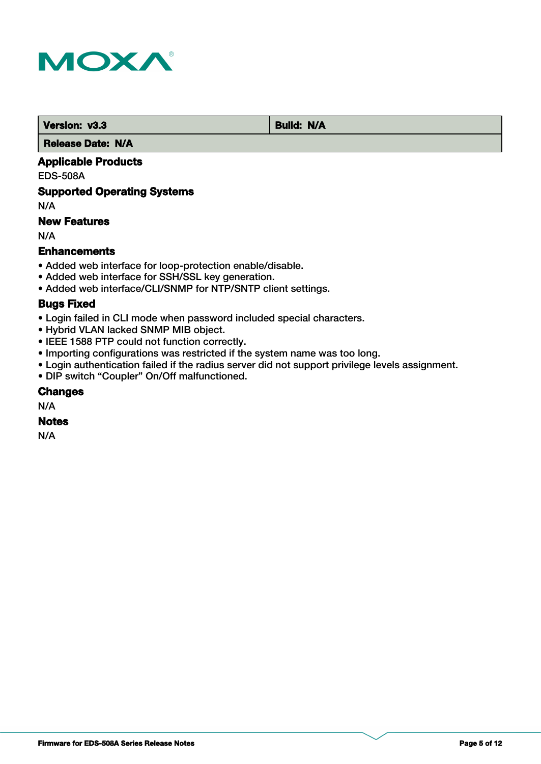| Version: v3.3 | Build: N/A |
| --- | --- |
| Release Date: N/A | |

### Applicable Products

EDS-508A

### Supported Operating Systems

N/A

### New Features

N/A

### Enhancements

- Added web interface for loop-protection enable/disable.
- Added web interface for SSH/SSL key generation.
- Added web interface/CLI/SNMP for NTP/SNTP client settings.

### Bugs Fixed

- Login failed in CLI mode when password included special characters.
- Hybrid VLAN lacked SNMP MIB object.
- IEEE 1588 PTP could not function correctly.
- Importing configurations was restricted if the system name was too long.
- Login authentication failed if the radius server did not support privilege levels assignment.
- DIP switch “Coupler” On/Off malfunctioned.

### Changes

N/A

### Notes

N/A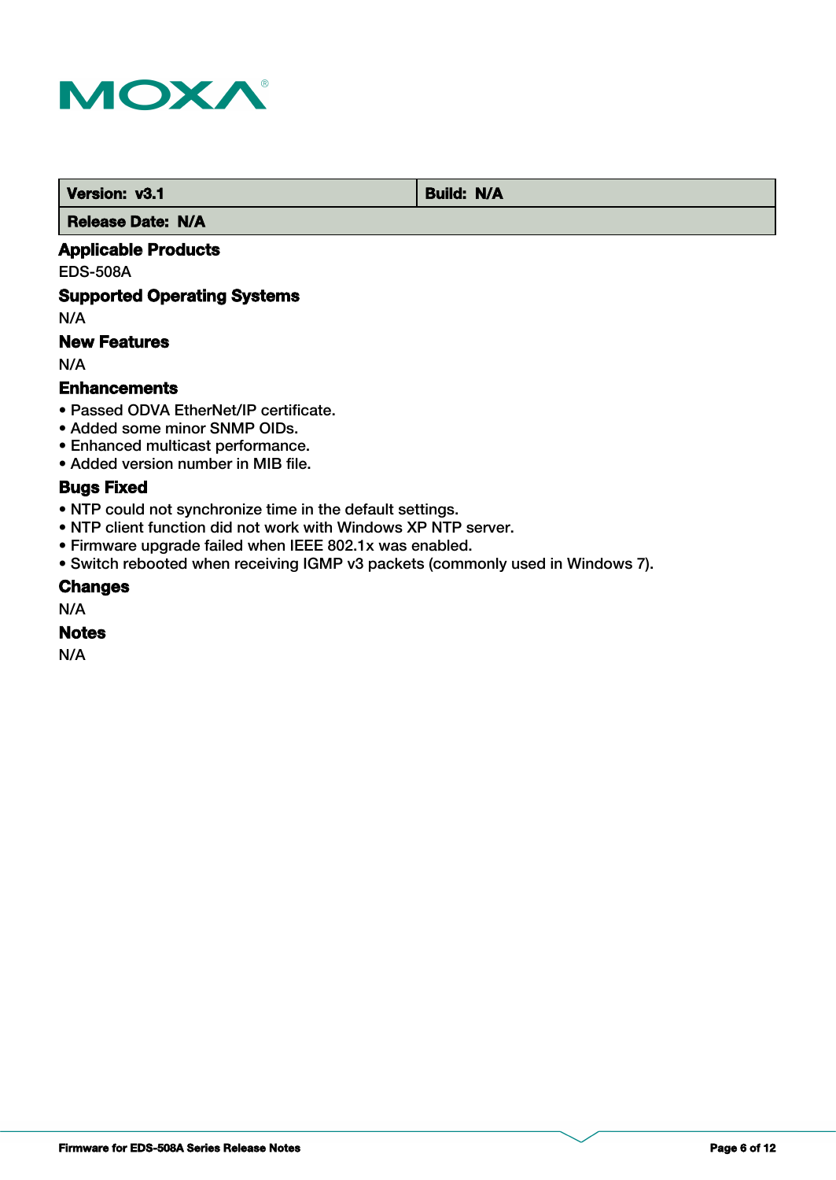| Version: v3.1 | Build: N/A |
| --- | --- |
| Release Date: N/A | |

### Applicable Products

EDS-508A

### Supported Operating Systems

N/A

### New Features

N/A

### Enhancements

- Passed ODVA EtherNet/IP certificate.
- Added some minor SNMP OIDs.
- Enhanced multicast performance.
- Added version number in MIB file.

### Bugs Fixed

- NTP could not synchronize time in the default settings.
- NTP client function did not work with Windows XP NTP server.
- Firmware upgrade failed when IEEE 802.1x was enabled.
- Switch rebooted when receiving IGMP v3 packets (commonly used in Windows 7).

### Changes

N/A

### Notes

N/A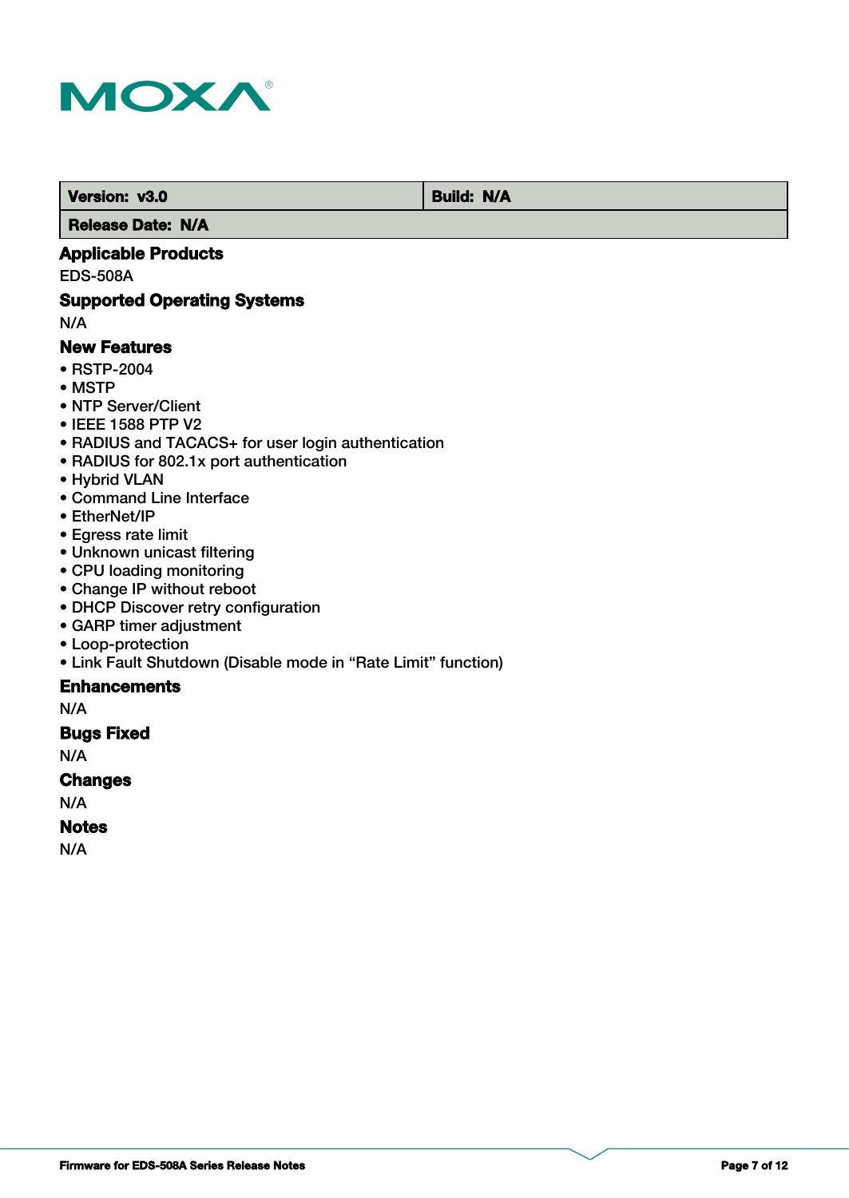| Version: v3.0 | Build: N/A |
| --- | --- |
| Release Date: N/A | |

### Applicable Products

EDS-508A

### Supported Operating Systems

N/A

### New Features

- RSTP-2004
- MSTP
- NTP Server/Client
- IEEE 1588 PTP V2
- RADIUS and TACACS+ for user login authentication
- RADIUS for 802.1x port authentication
- Hybrid VLAN
- Command Line Interface
- EtherNet/IP
- Egress rate limit
- Unknown unicast filtering
- CPU loading monitoring
- Change IP without reboot
- DHCP Discover retry configuration
- GARP timer adjustment
- Loop-protection
- Link Fault Shutdown (Disable mode in “Rate Limit” function)

### Enhancements

N/A

### Bugs Fixed

N/A

### Changes

N/A

### Notes

N/A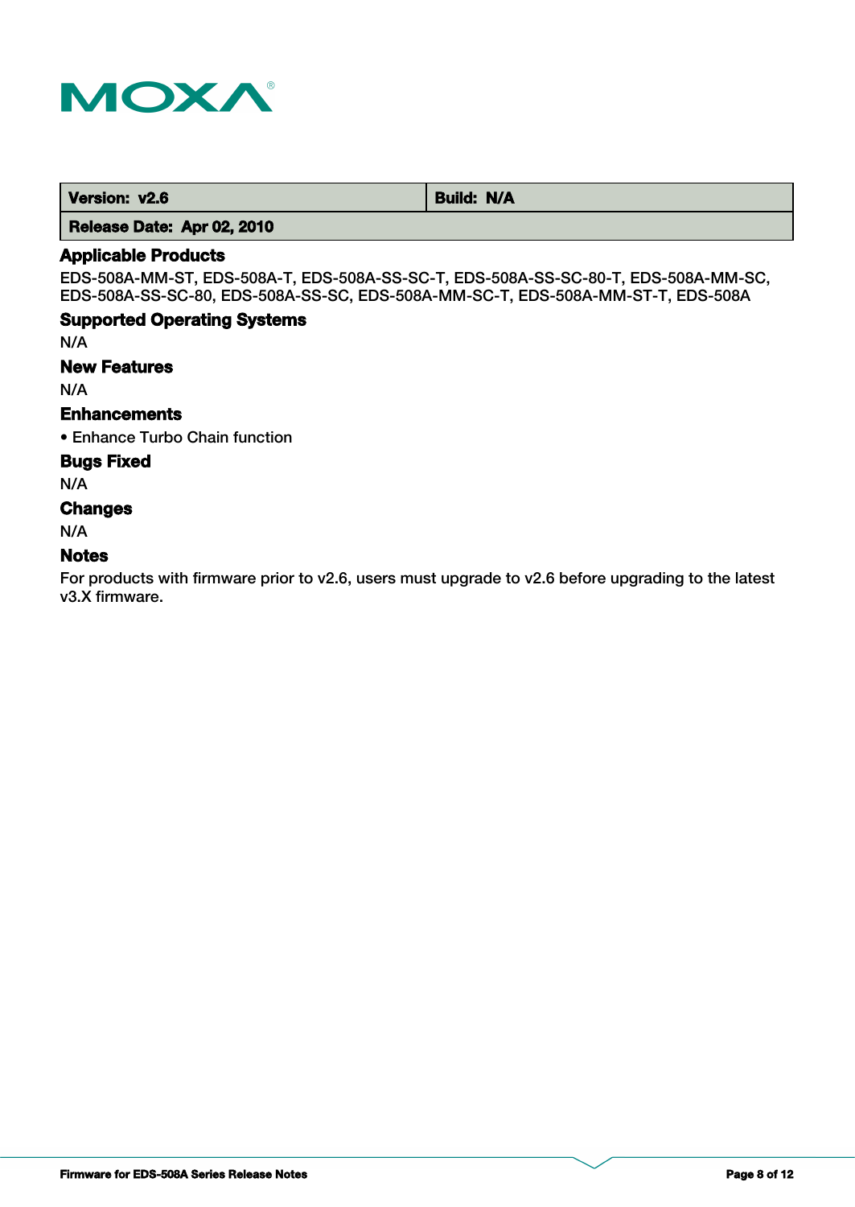| Version: v2.6 | Build: N/A |
| --- | --- |
| Release Date: Apr 02, 2010 | |

## Applicable Products

EDS-508A-MM-ST, EDS-508A-T, EDS-508A-SS-SC-T, EDS-508A-SS-SC-80-T, EDS-508A-MM-SC, EDS-508A-SS-SC-80, EDS-508A-SS-SC, EDS-508A-MM-SC-T, EDS-508A-MM-ST-T, EDS-508A

## Supported Operating Systems

N/A

## New Features

N/A

## Enhancements

- Enhance Turbo Chain function

## Bugs Fixed

N/A

## Changes

N/A

## Notes

For products with firmware prior to v2.6, users must upgrade to v2.6 before upgrading to the latest v3.X firmware.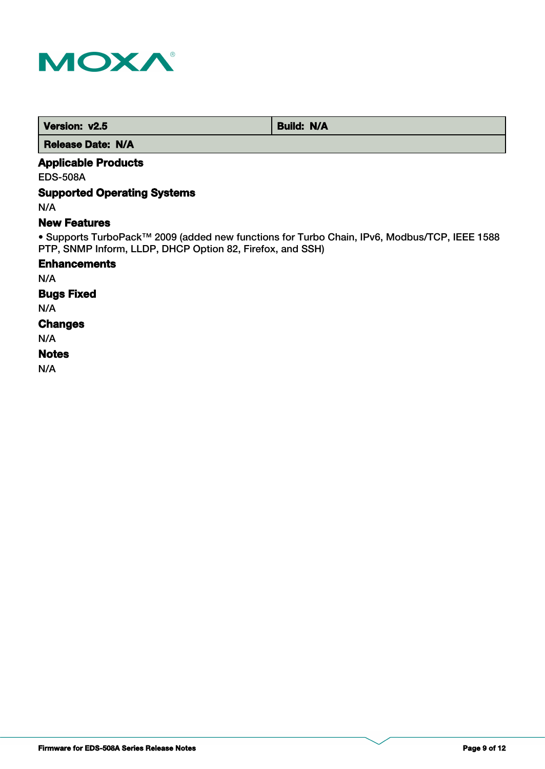| Version: v2.5 | Build: N/A |
| --- | --- |
| Release Date: N/A | |

### Applicable Products

EDS-508A

### Supported Operating Systems

N/A

### New Features

• Supports TurboPack™ 2009 (added new functions for Turbo Chain, IPv6, Modbus/TCP, IEEE 1588 PTP, SNMP Inform, LLDP, DHCP Option 82, Firefox, and SSH)

### Enhancements

N/A

### Bugs Fixed

N/A

### Changes

N/A

### Notes

N/A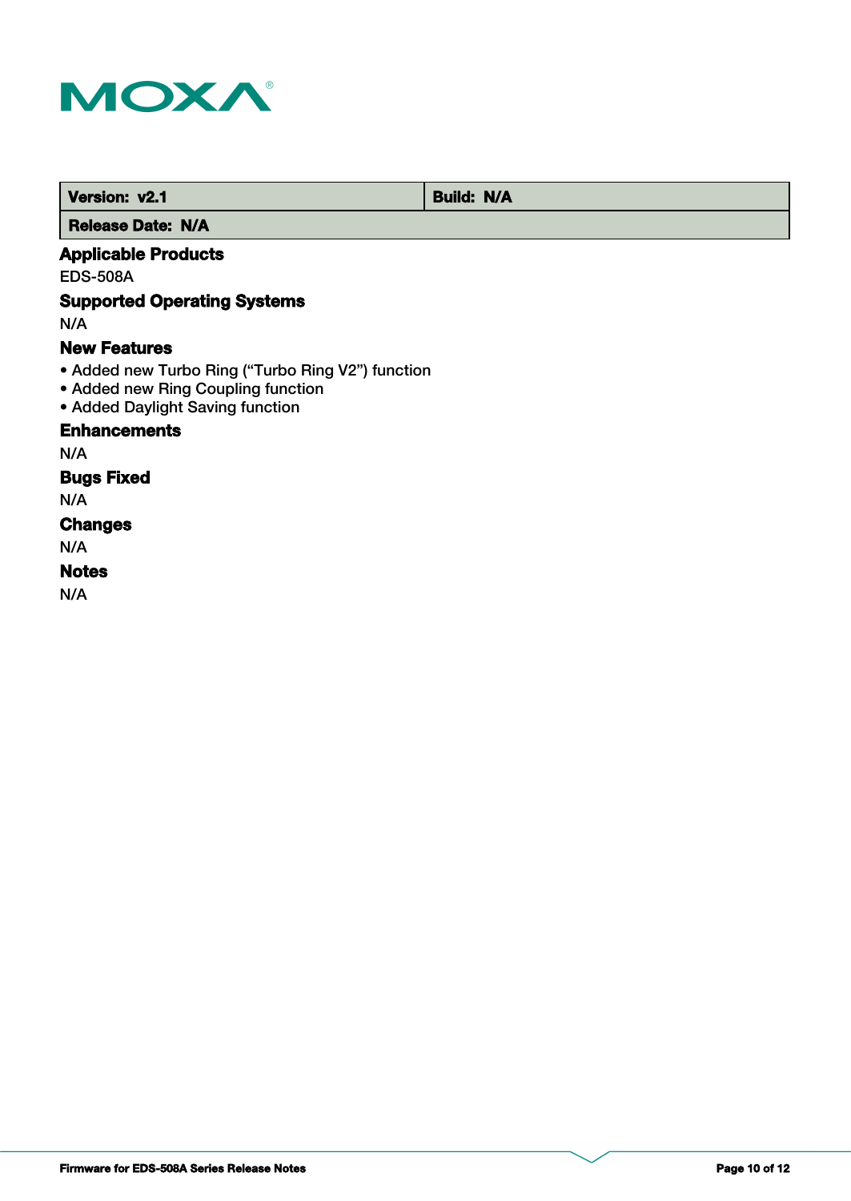| Version: v2.1 | Build: N/A |
| --- | --- |
| Release Date: N/A | |

### Applicable Products

EDS-508A

### Supported Operating Systems

N/A

### New Features

- Added new Turbo Ring (“Turbo Ring V2”) function
- Added new Ring Coupling function
- Added Daylight Saving function

### Enhancements

N/A

### Bugs Fixed

N/A

### Changes

N/A

### Notes

N/A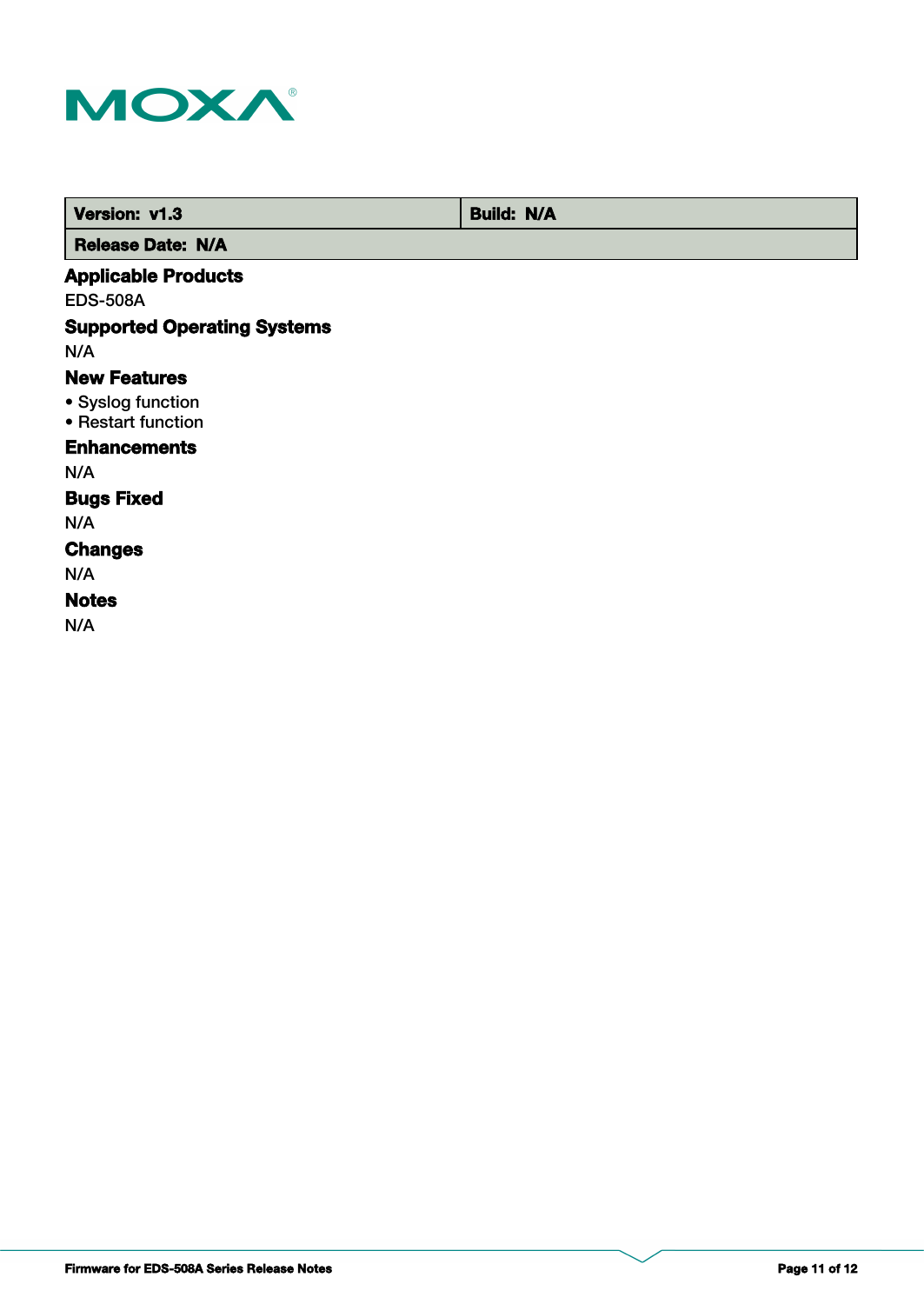| Version: v1.3 | Build: N/A |
| --- | --- |
| Release Date: N/A | |

### Applicable Products

EDS-508A

### Supported Operating Systems

N/A

### New Features

- Syslog function
- Restart function

### Enhancements

N/A

### Bugs Fixed

N/A

### Changes

N/A

### Notes

N/A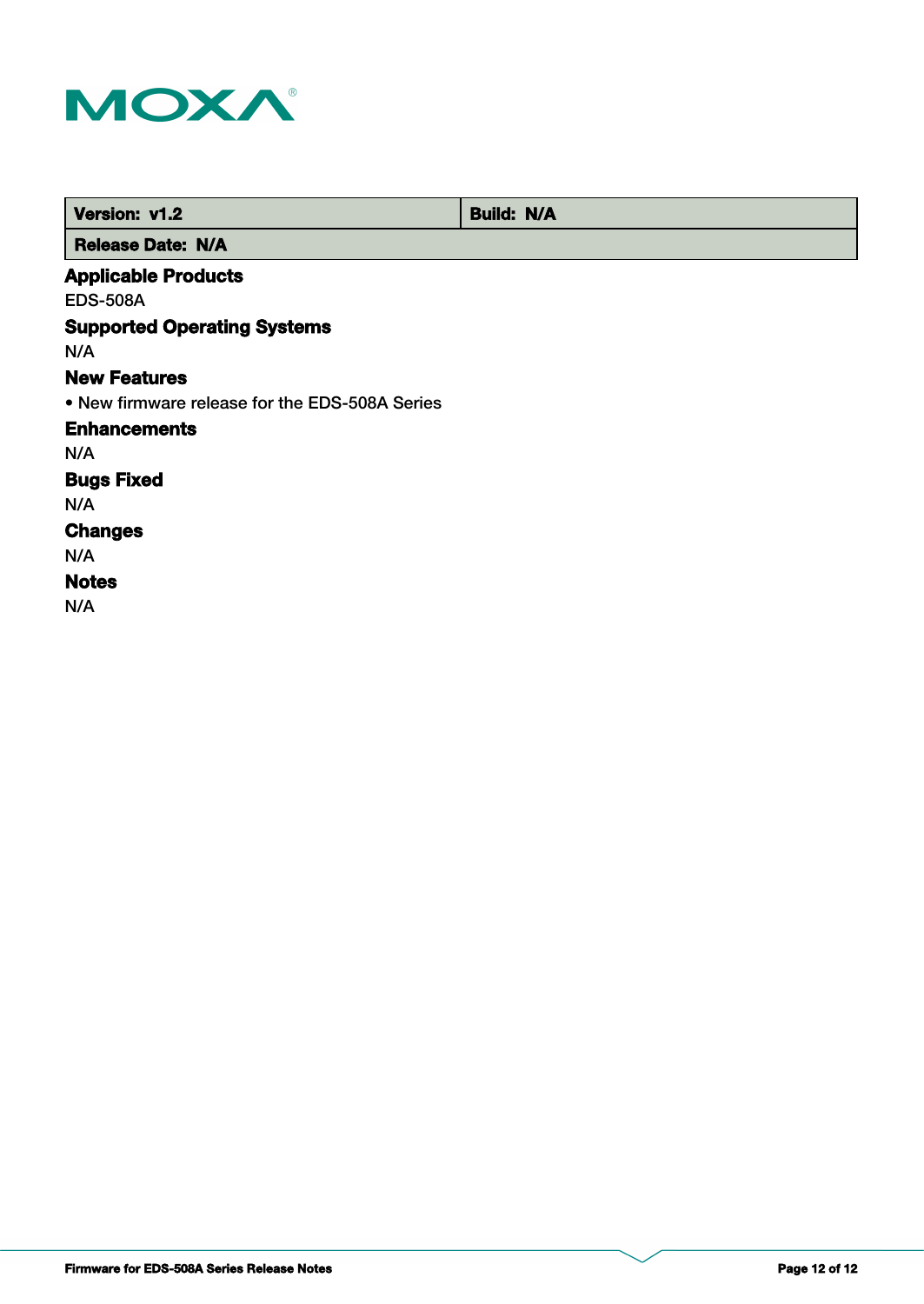| Version: v1.2 | Build: N/A |
| --- | --- |
| Release Date: N/A | |

### Applicable Products

EDS-508A

### Supported Operating Systems

N/A

### New Features

- New firmware release for the EDS-508A Series

### Enhancements

N/A

### Bugs Fixed

N/A

### Changes

N/A

### Notes

N/A